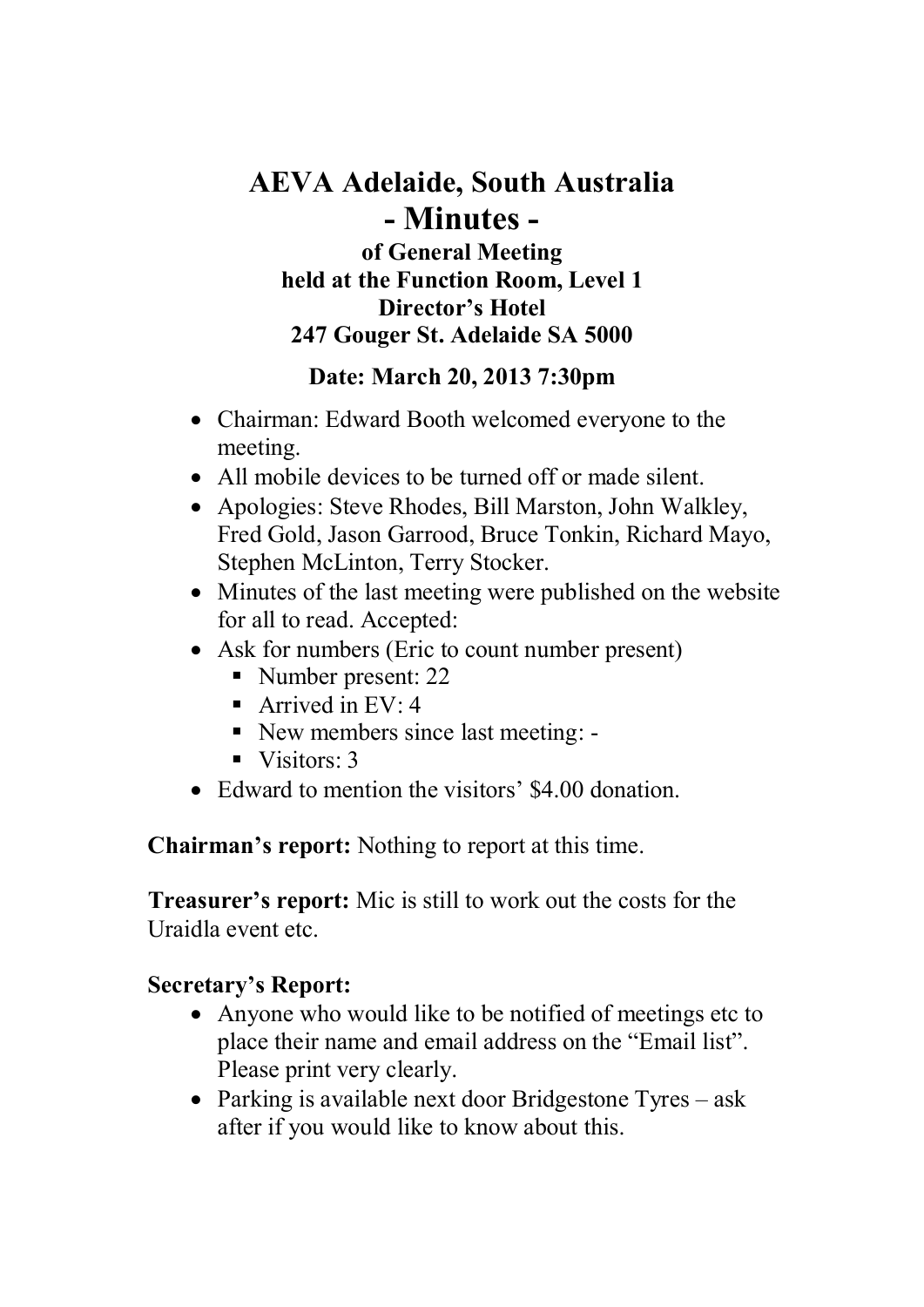# AEVA Adelaide, South Australia
## - Minutes -
### of General Meeting
### held at the Function Room, Level 1
### Director's Hotel
### 247 Gouger St. Adelaide SA 5000

### Date: March 20, 2013 7:30pm

- Chairman: Edward Booth welcomed everyone to the meeting.
- All mobile devices to be turned off or made silent.
- Apologies: Steve Rhodes, Bill Marston, John Walkley, Fred Gold, Jason Garrood, Bruce Tonkin, Richard Mayo, Stephen McLinton, Terry Stocker.
- Minutes of the last meeting were published on the website for all to read. Accepted:
- Ask for numbers (Eric to count number present)
  - Number present: 22
  - Arrived in EV: 4
  - New members since last meeting: -
  - Visitors: 3
- Edward to mention the visitors' $4.00 donation.

**Chairman's report:** Nothing to report at this time.

**Treasurer's report:** Mic is still to work out the costs for the Uraidla event etc.

**Secretary's Report:**

- Anyone who would like to be notified of meetings etc to place their name and email address on the "Email list". Please print very clearly.
- Parking is available next door Bridgestone Tyres – ask after if you would like to know about this.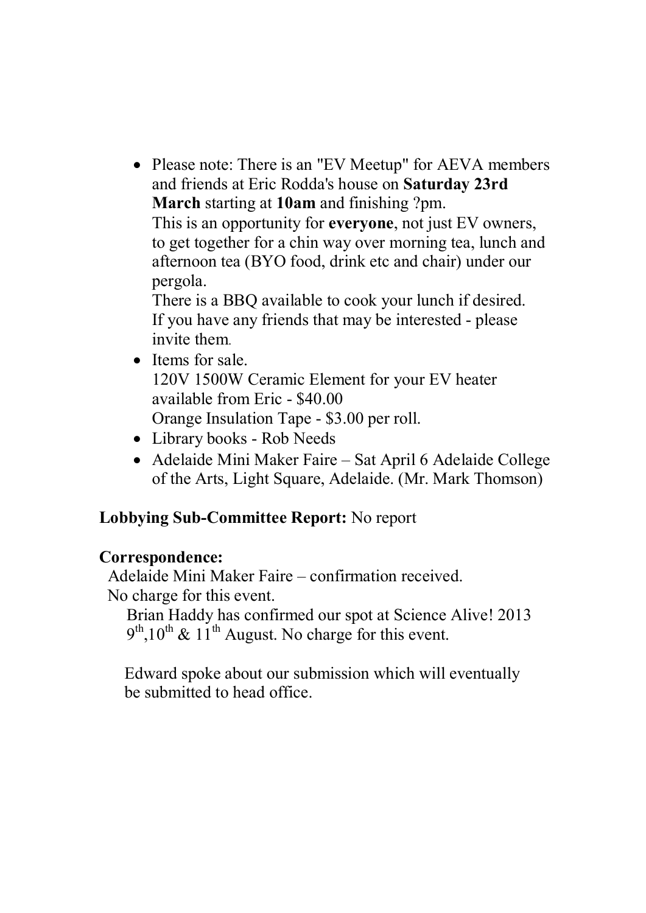- Please note: There is an "EV Meetup" for AEVA members and friends at Eric Rodda's house on **Saturday 23rd March** starting at **10am** and finishing ?pm.
  This is an opportunity for **everyone**, not just EV owners, to get together for a chin way over morning tea, lunch and afternoon tea (BYO food, drink etc and chair) under our pergola.
  There is a BBQ available to cook your lunch if desired.
  If you have any friends that may be interested - please invite them.
- Items for sale.
  120V 1500W Ceramic Element for your EV heater available from Eric - $40.00
  Orange Insulation Tape - $3.00 per roll.
- Library books - Rob Needs
- Adelaide Mini Maker Faire – Sat April 6 Adelaide College of the Arts, Light Square, Adelaide. (Mr. Mark Thomson)

**Lobbying Sub-Committee Report:** No report

**Correspondence:**

Adelaide Mini Maker Faire – confirmation received.
No charge for this event.

Brian Haddy has confirmed our spot at Science Alive! 2013 9th,10th & 11th August. No charge for this event.

Edward spoke about our submission which will eventually be submitted to head office.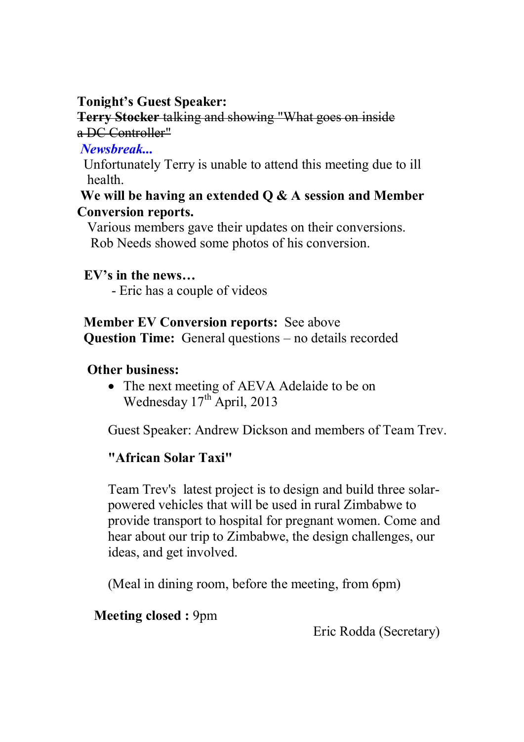**Tonight's Guest Speaker:**

~~**Terry Stocker** talking and showing "What goes on inside a DC Controller"~~

***Newsbreak...***

Unfortunately Terry is unable to attend this meeting due to ill health.

**We will be having an extended Q & A session and Member Conversion reports.**

Various members gave their updates on their conversions.
Rob Needs showed some photos of his conversion.

**EV's in the news…**

- Eric has a couple of videos

**Member EV Conversion reports:** See above

**Question Time:** General questions – no details recorded

**Other business:**

- The next meeting of AEVA Adelaide to be on Wednesday 17th April, 2013

Guest Speaker: Andrew Dickson and members of Team Trev.

**"African Solar Taxi"**

Team Trev's latest project is to design and build three solar-powered vehicles that will be used in rural Zimbabwe to provide transport to hospital for pregnant women. Come and hear about our trip to Zimbabwe, the design challenges, our ideas, and get involved.

(Meal in dining room, before the meeting, from 6pm)

**Meeting closed :** 9pm

Eric Rodda (Secretary)